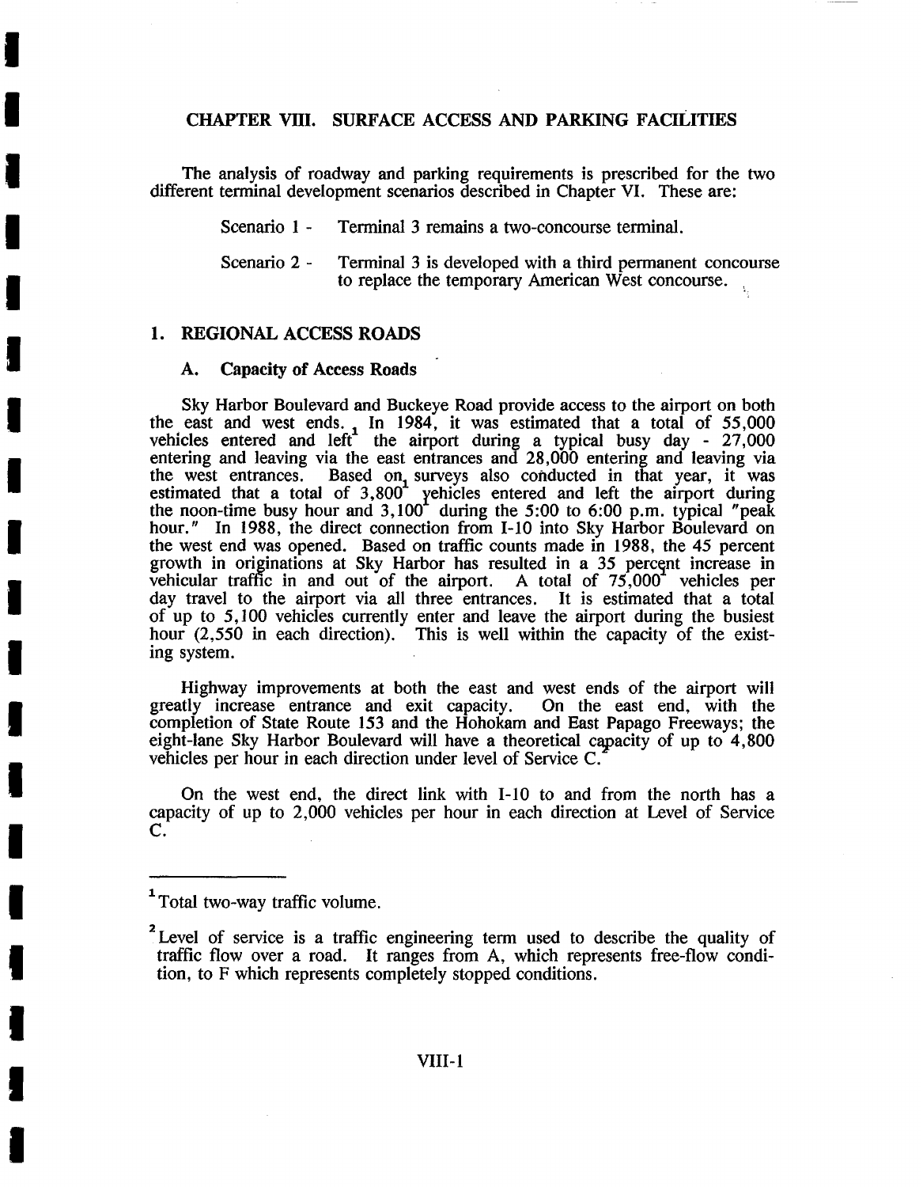# CHAPTER VIII. SURFACE ACCESS AND PARKING FACILITIES

The analysis of roadway and parking requirements is prescribed for the two different terminal development scenarios described in Chapter VI. These are:

Scenario 1 - Terminal 3 remains a two-concourse terminal.

Scenario 2 - Terminal 3 is developed with a third permanent concourse to replace the temporary American West concourse.

## 1. REGIONAL ACCESS ROADS

### A. Capacity of Access Roads

Sky Harbor Boulevard and Buckeye Road provide access to the airport on both the east and west ends. In 1984, it was estimated that a total of 55,000 vehicles entered and left[1] the airport during a typical busy day - 27,000 entering and leaving via the east entrances and 28,000 entering and leaving via the west entrances. Based on surveys also conducted in that year, it was estimated that a total of 3,800[1] vehicles entered and left the airport during the noon-time busy hour and 3,100[1] during the 5:00 to 6:00 p.m. typical "peak hour." In 1988, the direct connection from I-10 into Sky Harbor Boulevard on the west end was opened. Based on traffic counts made in 1988, the 45 percent growth in originations at Sky Harbor has resulted in a 35 percent increase in vehicular traffic in and out of the airport. A total of 75,000[1] vehicles per day travel to the airport via all three entrances. It is estimated that a total of up to 5,100 vehicles currently enter and leave the airport during the busiest hour (2,550 in each direction). This is well within the capacity of the existing system.

Highway improvements at both the east and west ends of the airport will greatly increase entrance and exit capacity. On the east end, with the completion of State Route 153 and the Hohokam and East Papago Freeways; the eight-lane Sky Harbor Boulevard will have a theoretical capacity of up to 4,800 vehicles per hour in each direction under level of Service C.[2]

On the west end, the direct link with I-10 to and from the north has a capacity of up to 2,000 vehicles per hour in each direction at Level of Service C.

---

[1] Total two-way traffic volume.

[2] Level of service is a traffic engineering term used to describe the quality of traffic flow over a road. It ranges from A, which represents free-flow condition, to F which represents completely stopped conditions.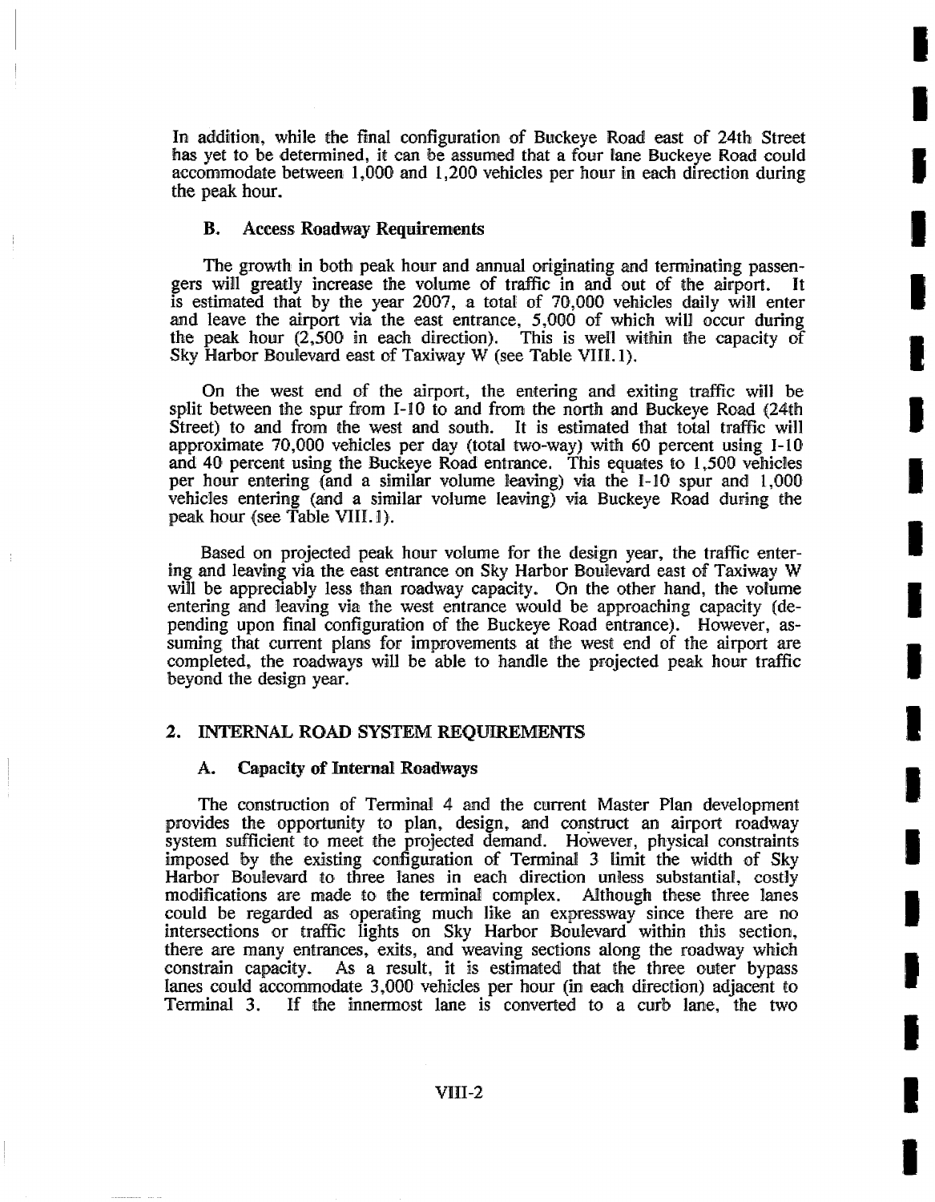In addition, while the final configuration of Buckeye Road east of 24th Street has yet to be determined, it can be assumed that a four lane Buckeye Road could accommodate between 1,000 and 1,200 vehicles per hour in each direction during the peak hour.

### B. Access Roadway Requirements

The growth in both peak hour and annual originating and terminating passengers will greatly increase the volume of traffic in and out of the airport. It is estimated that by the year 2007, a total of 70,000 vehicles daily will enter and leave the airport via the east entrance, 5,000 of which will occur during the peak hour (2,500 in each direction). This is well within the capacity of Sky Harbor Boulevard east of Taxiway W (see Table VIII.1).

On the west end of the airport, the entering and exiting traffic will be split between the spur from I-10 to and from the north and Buckeye Road (24th Street) to and from the west and south. It is estimated that total traffic will approximate 70,000 vehicles per day (total two-way) with 60 percent using I-10 and 40 percent using the Buckeye Road entrance. This equates to 1,500 vehicles per hour entering (and a similar volume leaving) via the I-10 spur and 1,000 vehicles entering (and a similar volume leaving) via Buckeye Road during the peak hour (see Table VIII.1).

Based on projected peak hour volume for the design year, the traffic entering and leaving via the east entrance on Sky Harbor Boulevard east of Taxiway W will be appreciably less than roadway capacity. On the other hand, the volume entering and leaving via the west entrance would be approaching capacity (depending upon final configuration of the Buckeye Road entrance). However, assuming that current plans for improvements at the west end of the airport are completed, the roadways will be able to handle the projected peak hour traffic beyond the design year.

## 2. INTERNAL ROAD SYSTEM REQUIREMENTS

### A. Capacity of Internal Roadways

The construction of Terminal 4 and the current Master Plan development provides the opportunity to plan, design, and construct an airport roadway system sufficient to meet the projected demand. However, physical constraints imposed by the existing configuration of Terminal 3 limit the width of Sky Harbor Boulevard to three lanes in each direction unless substantial, costly modifications are made to the terminal complex. Although these three lanes could be regarded as operating much like an expressway since there are no intersections or traffic lights on Sky Harbor Boulevard within this section, there are many entrances, exits, and weaving sections along the roadway which constrain capacity. As a result, it is estimated that the three outer bypass lanes could accommodate 3,000 vehicles per hour (in each direction) adjacent to Terminal 3. If the innermost lane is converted to a curb lane, the two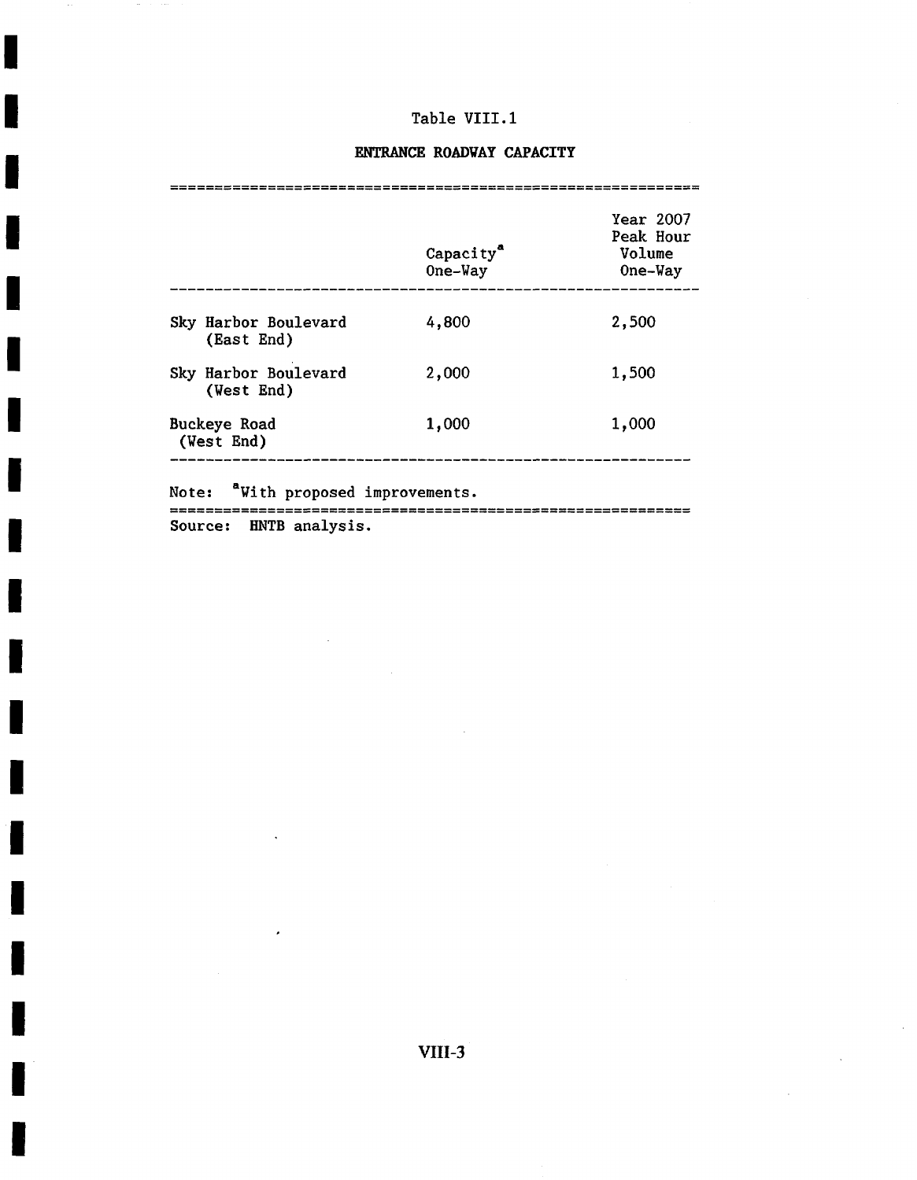Table VIII.1

**ENTRANCE ROADWAY CAPACITY**

| | Capacity[a] One-Way | Year 2007 Peak Hour Volume One-Way |
|---|---|---|
| Sky Harbor Boulevard (East End) | 4,800 | 2,500 |
| Sky Harbor Boulevard (West End) | 2,000 | 1,500 |
| Buckeye Road (West End) | 1,000 | 1,000 |

Note: [a]With proposed improvements.

Source: HNTB analysis.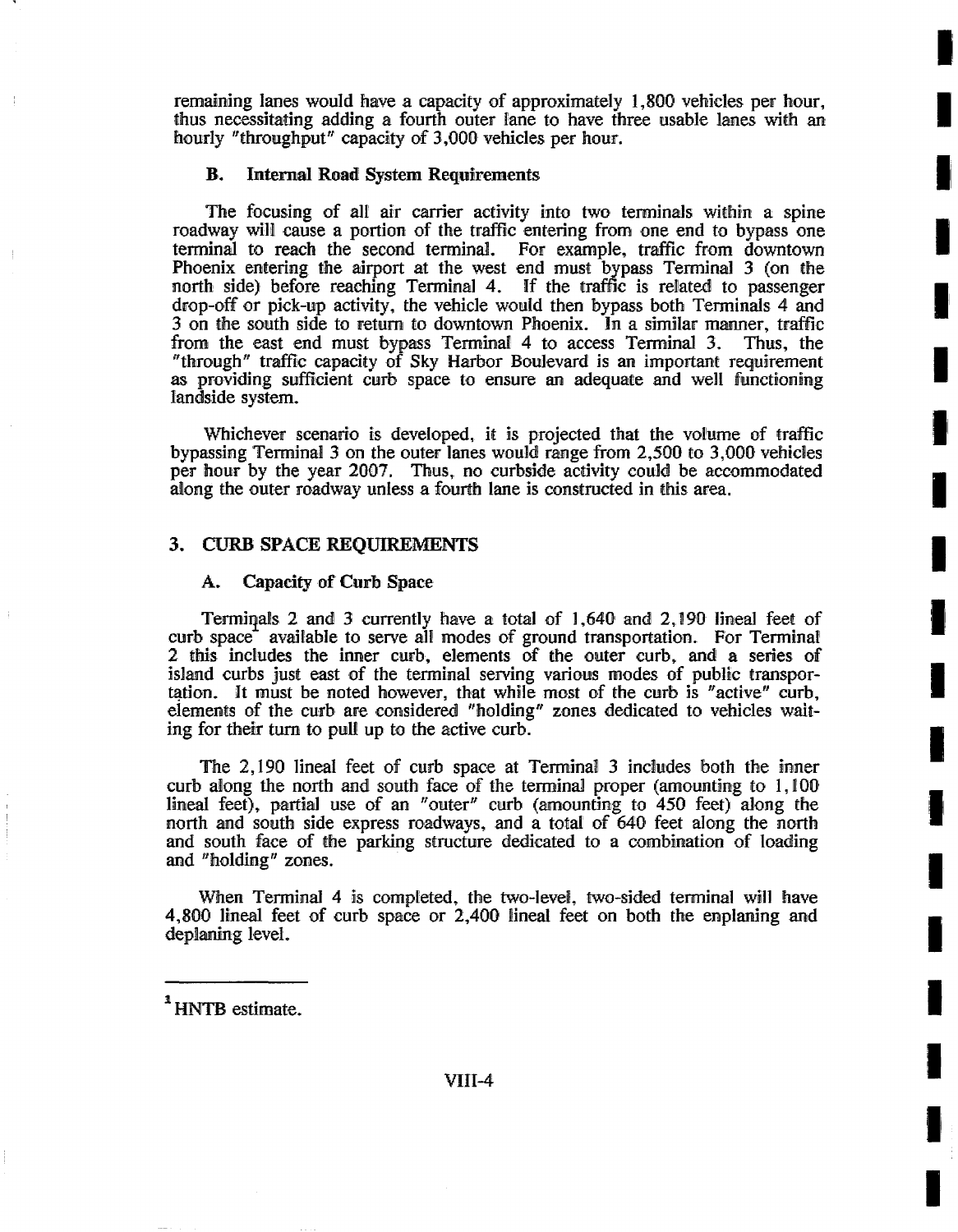remaining lanes would have a capacity of approximately 1,800 vehicles per hour, thus necessitating adding a fourth outer lane to have three usable lanes with an hourly "throughput" capacity of 3,000 vehicles per hour.

### B. Internal Road System Requirements

The focusing of all air carrier activity into two terminals within a spine roadway will cause a portion of the traffic entering from one end to bypass one terminal to reach the second terminal. For example, traffic from downtown Phoenix entering the airport at the west end must bypass Terminal 3 (on the north side) before reaching Terminal 4. If the traffic is related to passenger drop-off or pick-up activity, the vehicle would then bypass both Terminals 4 and 3 on the south side to return to downtown Phoenix. In a similar manner, traffic from the east end must bypass Terminal 4 to access Terminal 3. Thus, the "through" traffic capacity of Sky Harbor Boulevard is an important requirement as providing sufficient curb space to ensure an adequate and well functioning landside system.

Whichever scenario is developed, it is projected that the volume of traffic bypassing Terminal 3 on the outer lanes would range from 2,500 to 3,000 vehicles per hour by the year 2007. Thus, no curbside activity could be accommodated along the outer roadway unless a fourth lane is constructed in this area.

## 3. CURB SPACE REQUIREMENTS

### A. Capacity of Curb Space

Terminals 2 and 3 currently have a total of 1,640 and 2,190 lineal feet of curb space[1] available to serve all modes of ground transportation. For Terminal 2 this includes the inner curb, elements of the outer curb, and a series of island curbs just east of the terminal serving various modes of public transportation. It must be noted however, that while most of the curb is "active" curb, elements of the curb are considered "holding" zones dedicated to vehicles waiting for their turn to pull up to the active curb.

The 2,190 lineal feet of curb space at Terminal 3 includes both the inner curb along the north and south face of the terminal proper (amounting to 1,100 lineal feet), partial use of an "outer" curb (amounting to 450 feet) along the north and south side express roadways, and a total of 640 feet along the north and south face of the parking structure dedicated to a combination of loading and "holding" zones.

When Terminal 4 is completed, the two-level, two-sided terminal will have 4,800 lineal feet of curb space or 2,400 lineal feet on both the enplaning and deplaning level.

---

[1] HNTB estimate.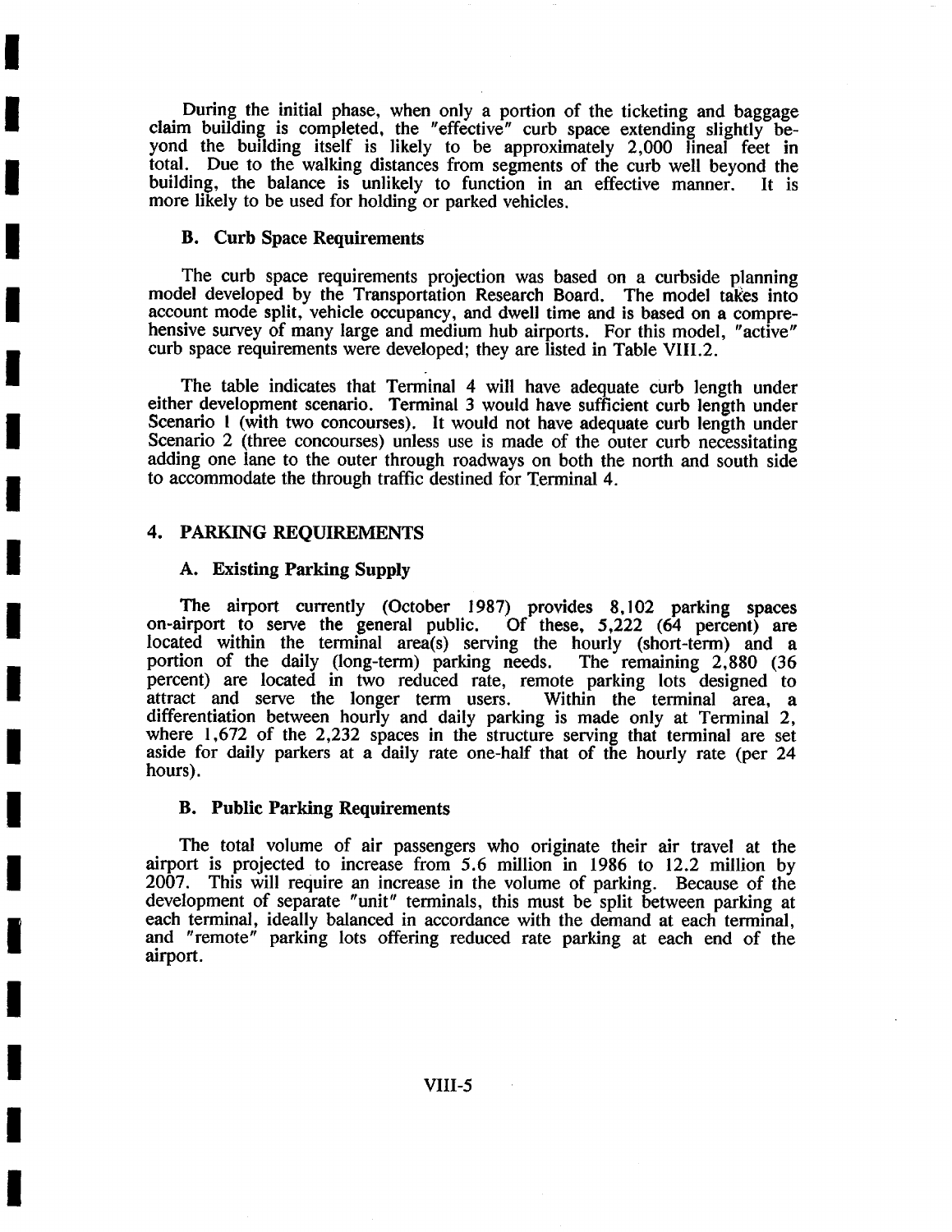During the initial phase, when only a portion of the ticketing and baggage claim building is completed, the "effective" curb space extending slightly beyond the building itself is likely to be approximately 2,000 lineal feet in total. Due to the walking distances from segments of the curb well beyond the building, the balance is unlikely to function in an effective manner. It is more likely to be used for holding or parked vehicles.

### B. Curb Space Requirements

The curb space requirements projection was based on a curbside planning model developed by the Transportation Research Board. The model takes into account mode split, vehicle occupancy, and dwell time and is based on a comprehensive survey of many large and medium hub airports. For this model, "active" curb space requirements were developed; they are listed in Table VIII.2.

The table indicates that Terminal 4 will have adequate curb length under either development scenario. Terminal 3 would have sufficient curb length under Scenario 1 (with two concourses). It would not have adequate curb length under Scenario 2 (three concourses) unless use is made of the outer curb necessitating adding one lane to the outer through roadways on both the north and south side to accommodate the through traffic destined for Terminal 4.

## 4. PARKING REQUIREMENTS

### A. Existing Parking Supply

The airport currently (October 1987) provides 8,102 parking spaces on-airport to serve the general public. Of these, 5,222 (64 percent) are located within the terminal area(s) serving the hourly (short-term) and a portion of the daily (long-term) parking needs. The remaining 2,880 (36 percent) are located in two reduced rate, remote parking lots designed to attract and serve the longer term users. Within the terminal area, a differentiation between hourly and daily parking is made only at Terminal 2, where 1,672 of the 2,232 spaces in the structure serving that terminal are set aside for daily parkers at a daily rate one-half that of the hourly rate (per 24 hours).

### B. Public Parking Requirements

The total volume of air passengers who originate their air travel at the airport is projected to increase from 5.6 million in 1986 to 12.2 million by 2007. This will require an increase in the volume of parking. Because of the development of separate "unit" terminals, this must be split between parking at each terminal, ideally balanced in accordance with the demand at each terminal, and "remote" parking lots offering reduced rate parking at each end of the airport.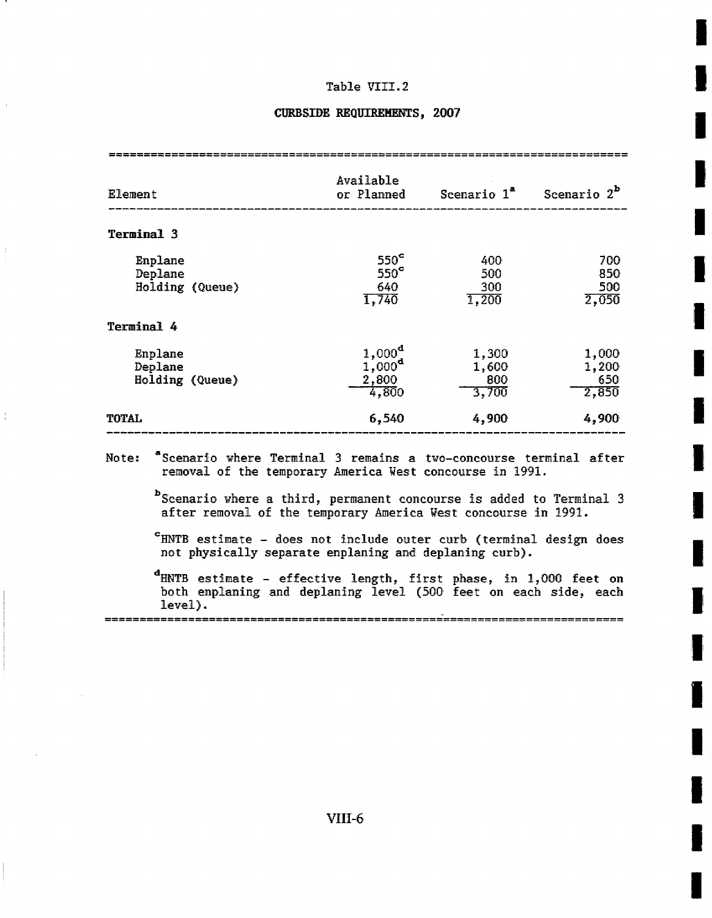Table VIII.2

**CURBSIDE REQUIREMENTS, 2007**

| Element | Available or Planned | Scenario 1[a] | Scenario 2[b] |
|---|---|---|---|
| **Terminal 3** | | | |
| Enplane | 550[c] | 400 | 700 |
| Deplane | 550[c] | 500 | 850 |
| Holding (Queue) | 640 | 300 | 500 |
| | 1,740 | 1,200 | 2,050 |
| **Terminal 4** | | | |
| Enplane | 1,000[d] | 1,300 | 1,000 |
| Deplane | 1,000[d] | 1,600 | 1,200 |
| Holding (Queue) | 2,800 | 800 | 650 |
| | 4,800 | 3,700 | 2,850 |
| **TOTAL** | **6,540** | **4,900** | **4,900** |

Note: [a] Scenario where Terminal 3 remains a two-concourse terminal after removal of the temporary America West concourse in 1991.

[b] Scenario where a third, permanent concourse is added to Terminal 3 after removal of the temporary America West concourse in 1991.

[c] HNTB estimate - does not include outer curb (terminal design does not physically separate enplaning and deplaning curb).

[d] HNTB estimate - effective length, first phase, in 1,000 feet on both enplaning and deplaning level (500 feet on each side, each level).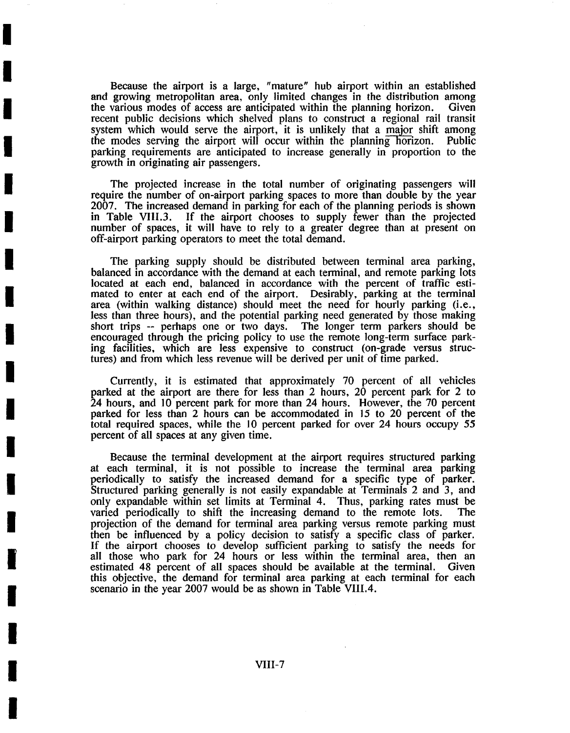Because the airport is a large, "mature" hub airport within an established and growing metropolitan area, only limited changes in the distribution among the various modes of access are anticipated within the planning horizon. Given recent public decisions which shelved plans to construct a regional rail transit system which would serve the airport, it is unlikely that a major shift among the modes serving the airport will occur within the planning horizon. Public parking requirements are anticipated to increase generally in proportion to the growth in originating air passengers.

The projected increase in the total number of originating passengers will require the number of on-airport parking spaces to more than double by the year 2007. The increased demand in parking for each of the planning periods is shown in Table VIII.3. If the airport chooses to supply fewer than the projected number of spaces, it will have to rely to a greater degree than at present on off-airport parking operators to meet the total demand.

The parking supply should be distributed between terminal area parking, balanced in accordance with the demand at each terminal, and remote parking lots located at each end, balanced in accordance with the percent of traffic estimated to enter at each end of the airport. Desirably, parking at the terminal area (within walking distance) should meet the need for hourly parking (i.e., less than three hours), and the potential parking need generated by those making short trips -- perhaps one or two days. The longer term parkers should be encouraged through the pricing policy to use the remote long-term surface parking facilities, which are less expensive to construct (on-grade versus structures) and from which less revenue will be derived per unit of time parked.

Currently, it is estimated that approximately 70 percent of all vehicles parked at the airport are there for less than 2 hours, 20 percent park for 2 to 24 hours, and 10 percent park for more than 24 hours. However, the 70 percent parked for less than 2 hours can be accommodated in 15 to 20 percent of the total required spaces, while the 10 percent parked for over 24 hours occupy 55 percent of all spaces at any given time.

Because the terminal development at the airport requires structured parking at each terminal, it is not possible to increase the terminal area parking periodically to satisfy the increased demand for a specific type of parker. Structured parking generally is not easily expandable at Terminals 2 and 3, and only expandable within set limits at Terminal 4. Thus, parking rates must be varied periodically to shift the increasing demand to the remote lots. The projection of the demand for terminal area parking versus remote parking must then be influenced by a policy decision to satisfy a specific class of parker. If the airport chooses to develop sufficient parking to satisfy the needs for all those who park for 24 hours or less within the terminal area, then an estimated 48 percent of all spaces should be available at the terminal. Given this objective, the demand for terminal area parking at each terminal for each scenario in the year 2007 would be as shown in Table VIII.4.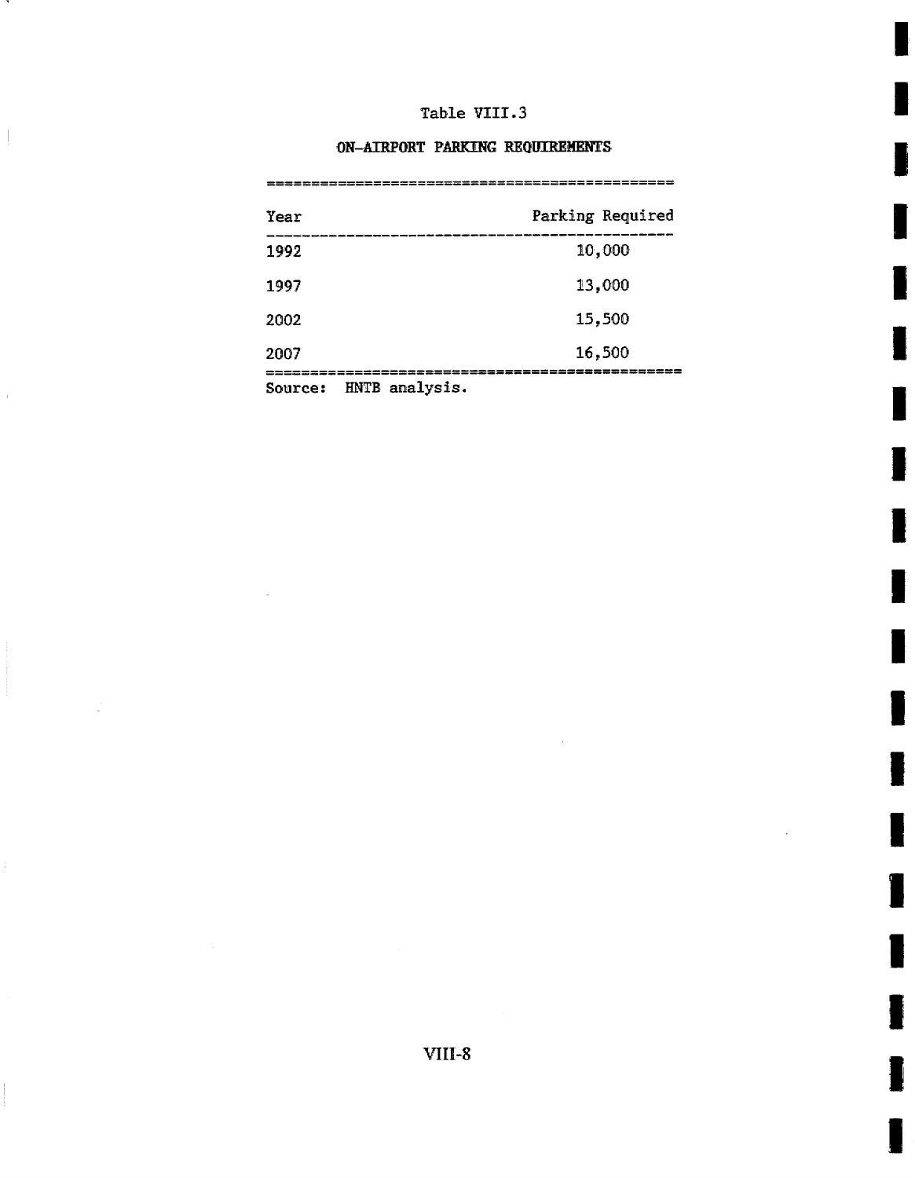Table VIII.3

ON-AIRPORT PARKING REQUIREMENTS

| Year | Parking Required |
| --- | --- |
| 1992 | 10,000 |
| 1997 | 13,000 |
| 2002 | 15,500 |
| 2007 | 16,500 |

Source: HNTB analysis.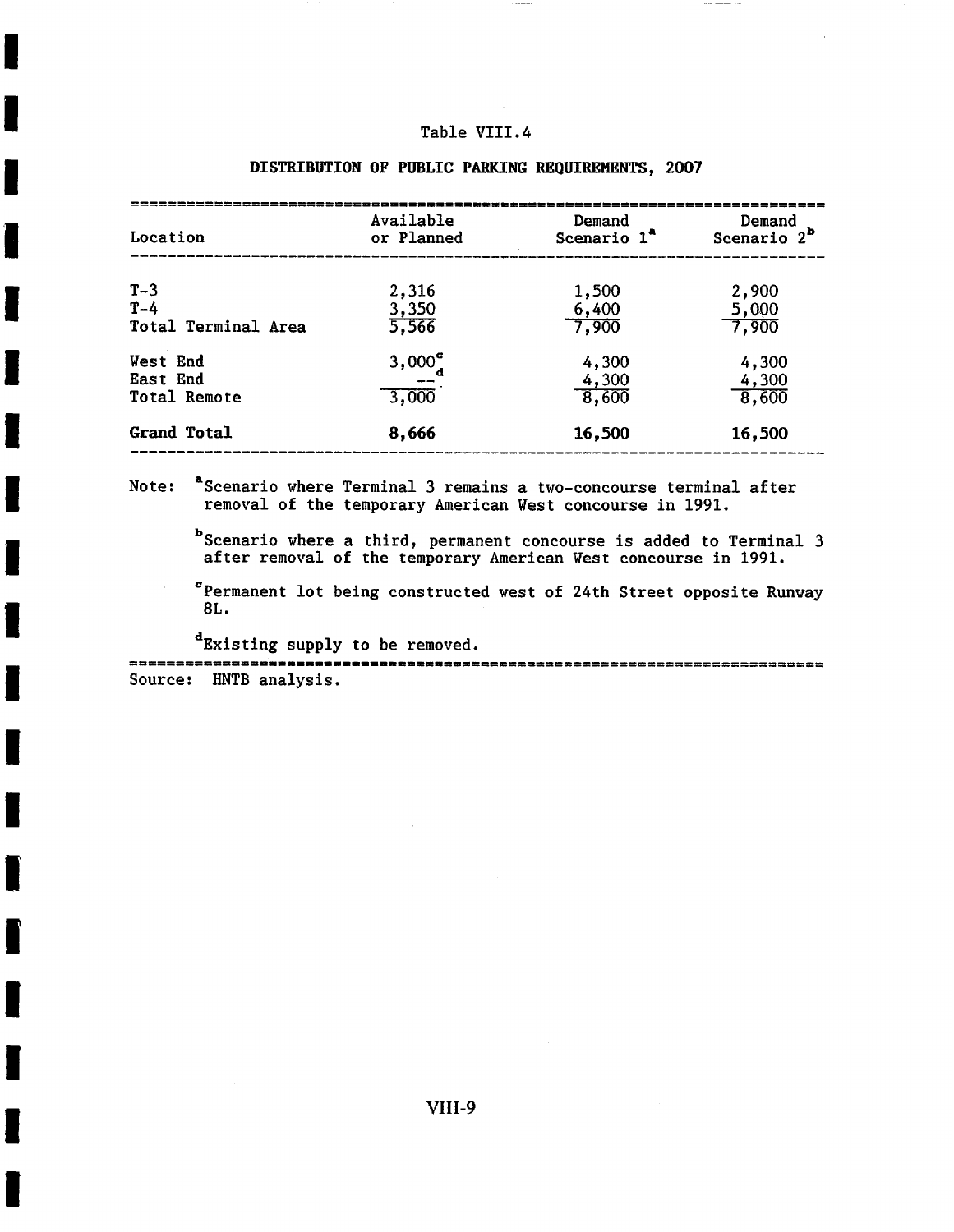Table VIII.4

**DISTRIBUTION OF PUBLIC PARKING REQUIREMENTS, 2007**

| Location | Available or Planned | Demand Scenario 1[a] | Demand Scenario 2[b] |
|---|---|---|---|
| T-3 | 2,316 | 1,500 | 2,900 |
| T-4 | 3,350 | 6,400 | 5,000 |
| Total Terminal Area | 5,566 | 7,900 | 7,900 |
| West End | 3,000[c] | 4,300 | 4,300 |
| East End | --[d] | 4,300 | 4,300 |
| Total Remote | 3,000 | 8,600 | 8,600 |
| **Grand Total** | **8,666** | **16,500** | **16,500** |

Note: [a]Scenario where Terminal 3 remains a two-concourse terminal after removal of the temporary American West concourse in 1991.

[b]Scenario where a third, permanent concourse is added to Terminal 3 after removal of the temporary American West concourse in 1991.

[c]Permanent lot being constructed west of 24th Street opposite Runway 8L.

[d]Existing supply to be removed.

Source: HNTB analysis.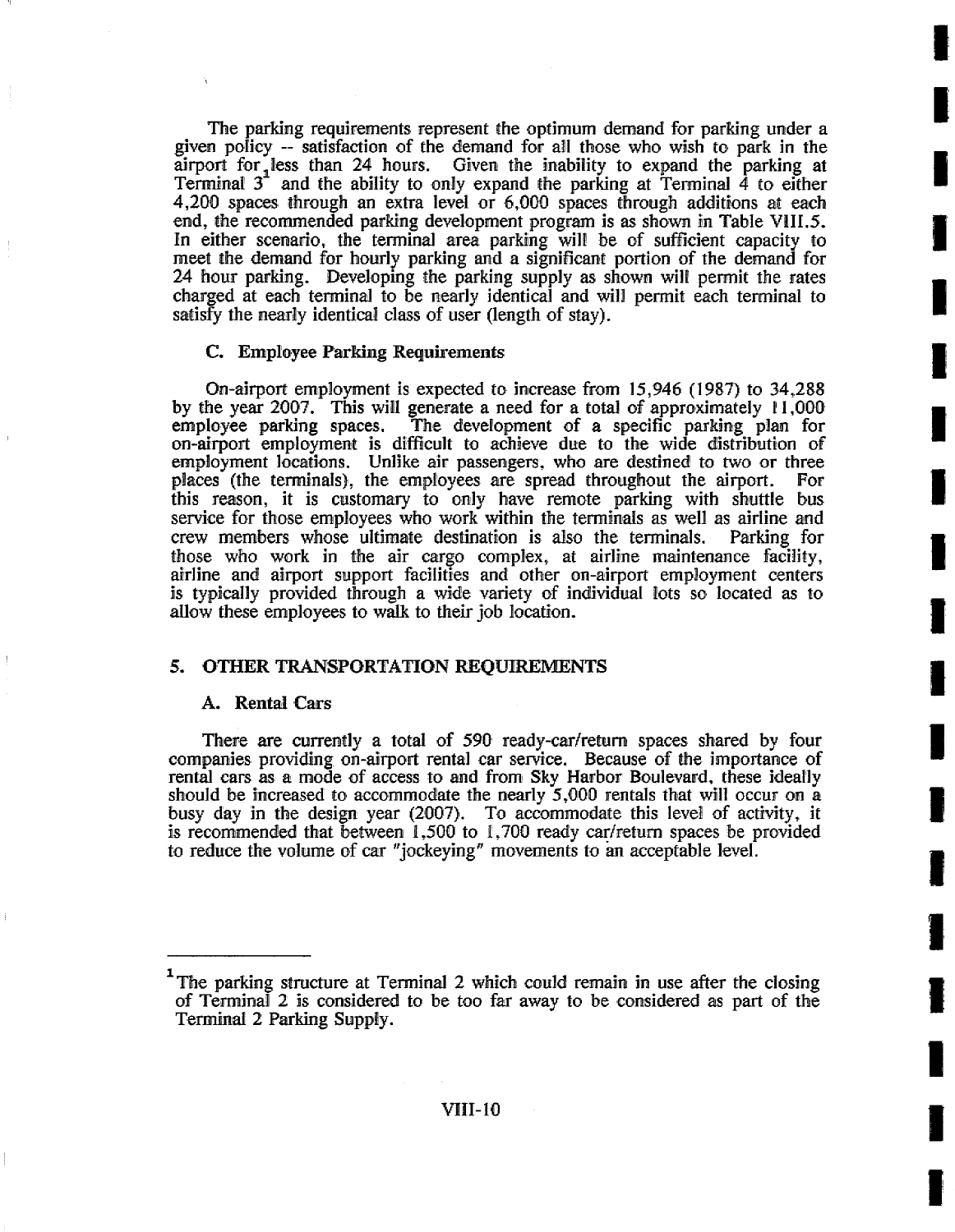The parking requirements represent the optimum demand for parking under a given policy -- satisfaction of the demand for all those who wish to park in the airport for less than 24 hours. Given the inability to expand the parking at Terminal 3[1] and the ability to only expand the parking at Terminal 4 to either 4,200 spaces through an extra level or 6,000 spaces through additions at each end, the recommended parking development program is as shown in Table VIII.5. In either scenario, the terminal area parking will be of sufficient capacity to meet the demand for hourly parking and a significant portion of the demand for 24 hour parking. Developing the parking supply as shown will permit the rates charged at each terminal to be nearly identical and will permit each terminal to satisfy the nearly identical class of user (length of stay).

### C. Employee Parking Requirements

On-airport employment is expected to increase from 15,946 (1987) to 34,288 by the year 2007. This will generate a need for a total of approximately 11,000 employee parking spaces. The development of a specific parking plan for on-airport employment is difficult to achieve due to the wide distribution of employment locations. Unlike air passengers, who are destined to two or three places (the terminals), the employees are spread throughout the airport. For this reason, it is customary to only have remote parking with shuttle bus service for those employees who work within the terminals as well as airline and crew members whose ultimate destination is also the terminals. Parking for those who work in the air cargo complex, at airline maintenance facility, airline and airport support facilities and other on-airport employment centers is typically provided through a wide variety of individual lots so located as to allow these employees to walk to their job location.

## 5. OTHER TRANSPORTATION REQUIREMENTS

### A. Rental Cars

There are currently a total of 590 ready-car/return spaces shared by four companies providing on-airport rental car service. Because of the importance of rental cars as a mode of access to and from Sky Harbor Boulevard, these ideally should be increased to accommodate the nearly 5,000 rentals that will occur on a busy day in the design year (2007). To accommodate this level of activity, it is recommended that between 1,500 to 1,700 ready car/return spaces be provided to reduce the volume of car "jockeying" movements to an acceptable level.

---

[1] The parking structure at Terminal 2 which could remain in use after the closing of Terminal 2 is considered to be too far away to be considered as part of the Terminal 2 Parking Supply.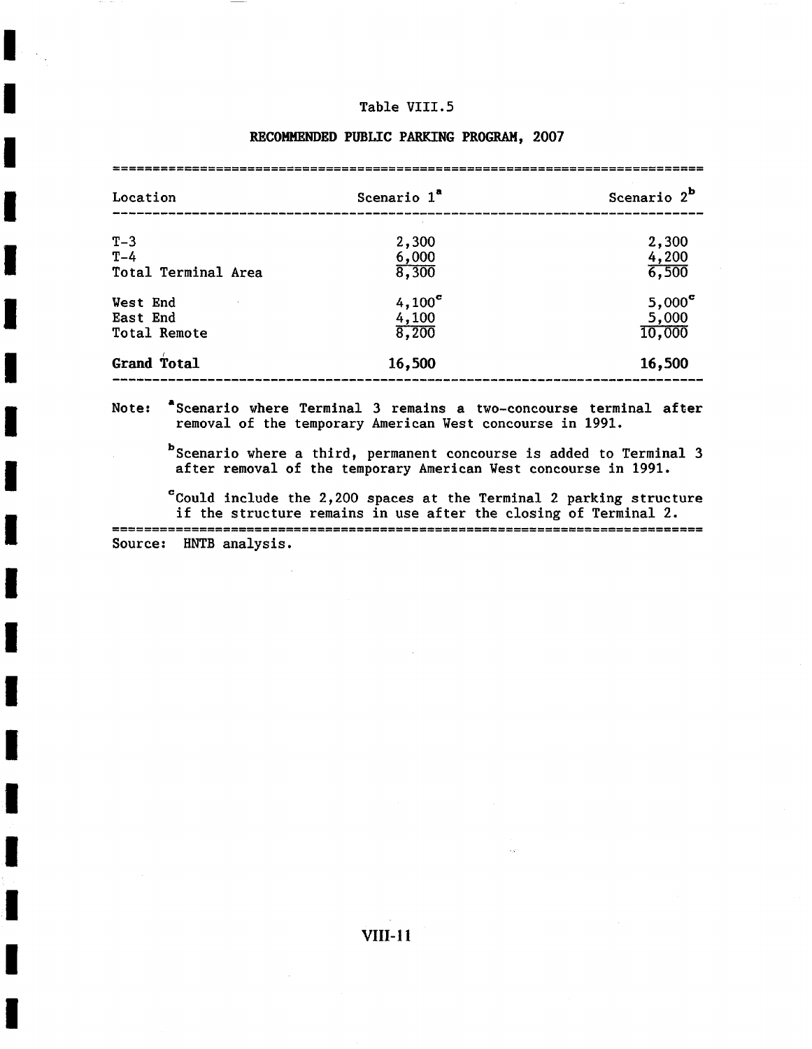Table VIII.5

**RECOMMENDED PUBLIC PARKING PROGRAM, 2007**

| Location | Scenario 1[a] | Scenario 2[b] |
|---|---|---|
| T-3 | 2,300 | 2,300 |
| T-4 | 6,000 | 4,200 |
| Total Terminal Area | 8,300 | 6,500 |
| West End | 4,100[c] | 5,000[c] |
| East End | 4,100 | 5,000 |
| Total Remote | 8,200 | 10,000 |
| **Grand Total** | **16,500** | **16,500** |

Note: [a]Scenario where Terminal 3 remains a two-concourse terminal after removal of the temporary American West concourse in 1991.

[b]Scenario where a third, permanent concourse is added to Terminal 3 after removal of the temporary American West concourse in 1991.

[c]Could include the 2,200 spaces at the Terminal 2 parking structure if the structure remains in use after the closing of Terminal 2.

Source: HNTB analysis.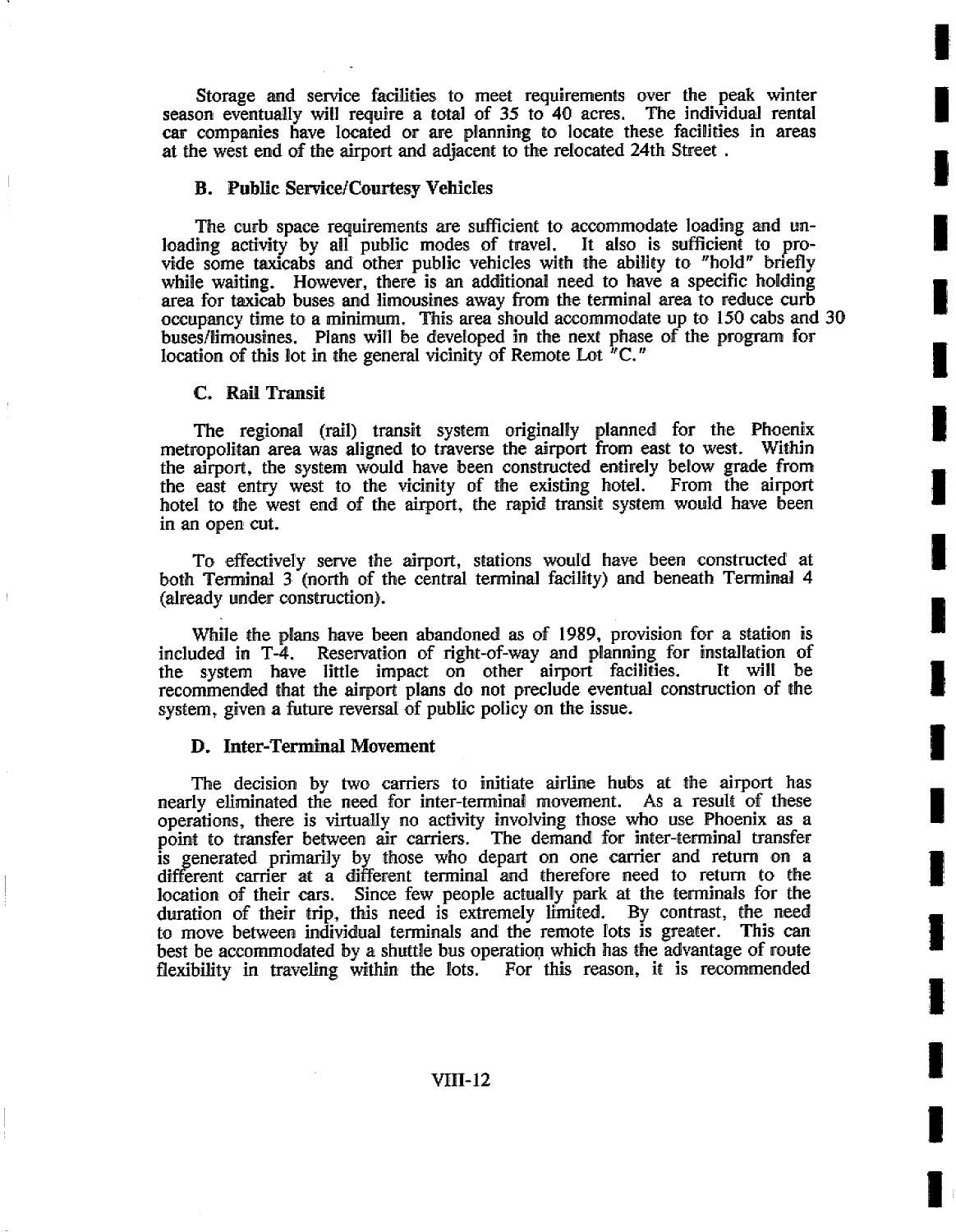Storage and service facilities to meet requirements over the peak winter season eventually will require a total of 35 to 40 acres. The individual rental car companies have located or are planning to locate these facilities in areas at the west end of the airport and adjacent to the relocated 24th Street .

### B. Public Service/Courtesy Vehicles

The curb space requirements are sufficient to accommodate loading and unloading activity by all public modes of travel. It also is sufficient to provide some taxicabs and other public vehicles with the ability to "hold" briefly while waiting. However, there is an additional need to have a specific holding area for taxicab buses and limousines away from the terminal area to reduce curb occupancy time to a minimum. This area should accommodate up to 150 cabs and 30 buses/limousines. Plans will be developed in the next phase of the program for location of this lot in the general vicinity of Remote Lot "C."

### C. Rail Transit

The regional (rail) transit system originally planned for the Phoenix metropolitan area was aligned to traverse the airport from east to west. Within the airport, the system would have been constructed entirely below grade from the east entry west to the vicinity of the existing hotel. From the airport hotel to the west end of the airport, the rapid transit system would have been in an open cut.

To effectively serve the airport, stations would have been constructed at both Terminal 3 (north of the central terminal facility) and beneath Terminal 4 (already under construction).

While the plans have been abandoned as of 1989, provision for a station is included in T-4. Reservation of right-of-way and planning for installation of the system have little impact on other airport facilities. It will be recommended that the airport plans do not preclude eventual construction of the system, given a future reversal of public policy on the issue.

### D. Inter-Terminal Movement

The decision by two carriers to initiate airline hubs at the airport has nearly eliminated the need for inter-terminal movement. As a result of these operations, there is virtually no activity involving those who use Phoenix as a point to transfer between air carriers. The demand for inter-terminal transfer is generated primarily by those who depart on one carrier and return on a different carrier at a different terminal and therefore need to return to the location of their cars. Since few people actually park at the terminals for the duration of their trip, this need is extremely limited. By contrast, the need to move between individual terminals and the remote lots is greater. This can best be accommodated by a shuttle bus operation which has the advantage of route flexibility in traveling within the lots. For this reason, it is recommended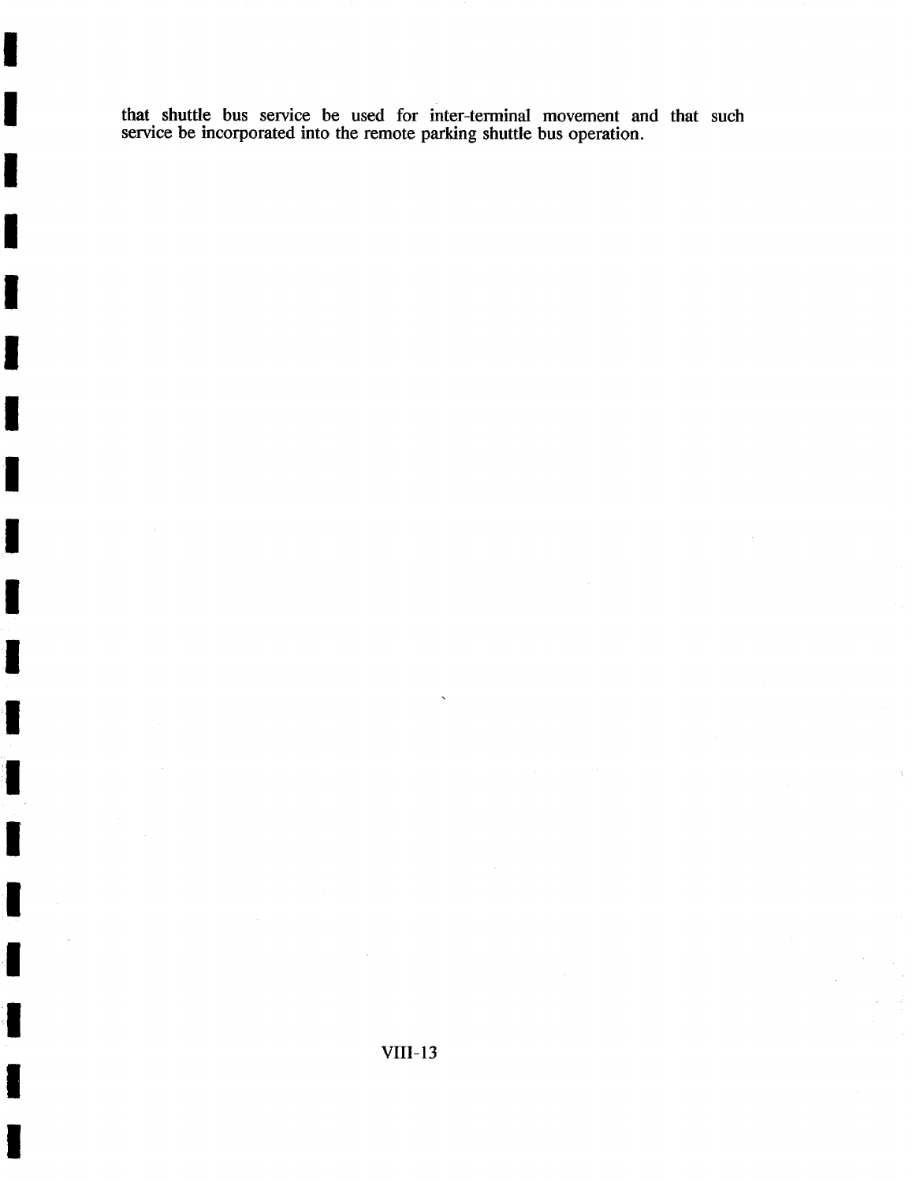that shuttle bus service be used for inter-terminal movement and that such service be incorporated into the remote parking shuttle bus operation.